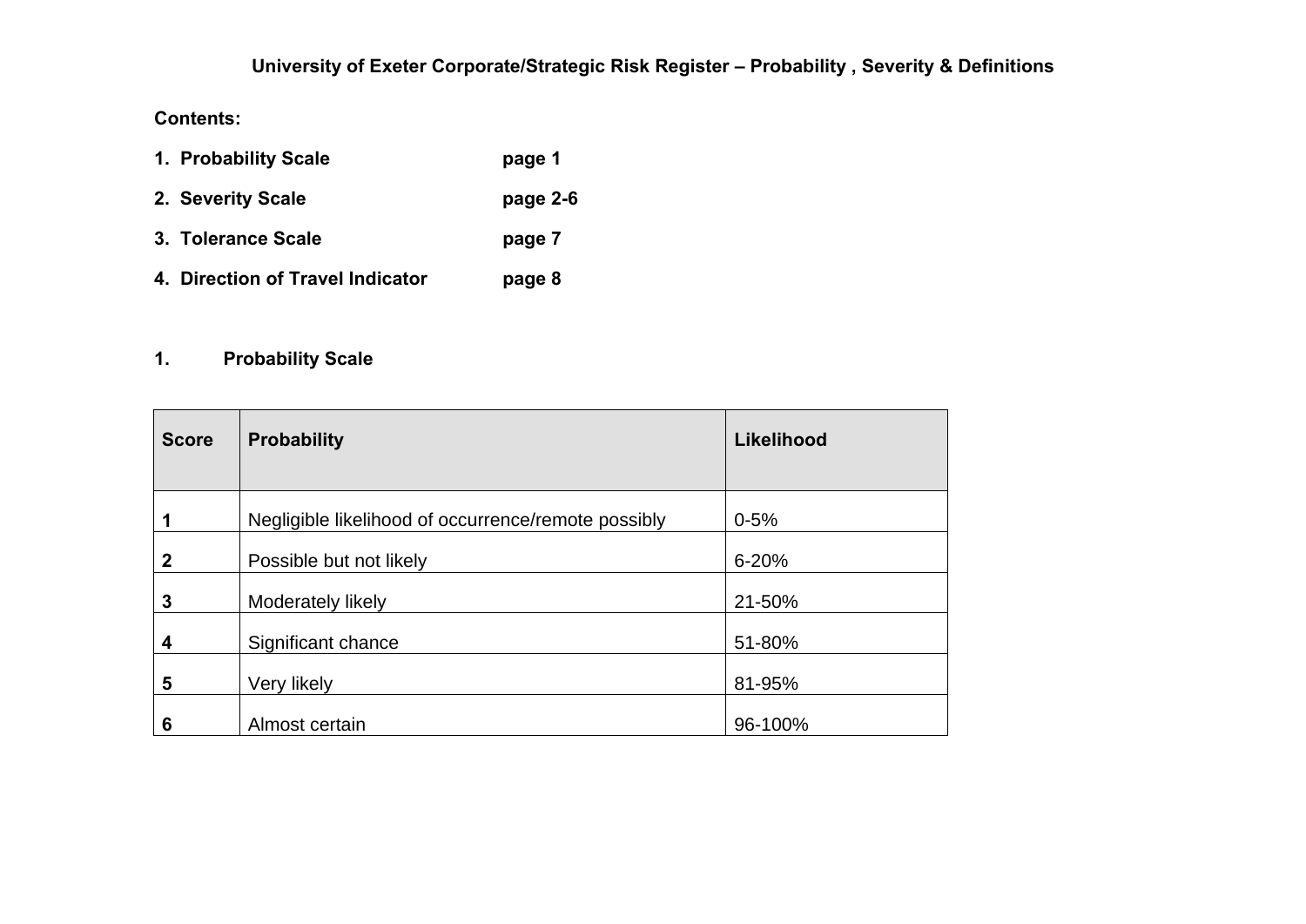# University of Exeter Corporate/Strategic Risk Register – Probability , Severity & Definitions

**Contents:**

1. **Probability Scale** **page 1**
2. **Severity Scale** **page 2-6**
3. **Tolerance Scale** **page 7**
4. **Direction of Travel Indicator** **page 8**

## 1. Probability Scale

| Score | Probability | Likelihood |
|---|---|---|
| **1** | Negligible likelihood of occurrence/remote possibly | 0-5% |
| **2** | Possible but not likely | 6-20% |
| **3** | Moderately likely | 21-50% |
| **4** | Significant chance | 51-80% |
| **5** | Very likely | 81-95% |
| **6** | Almost certain | 96-100% |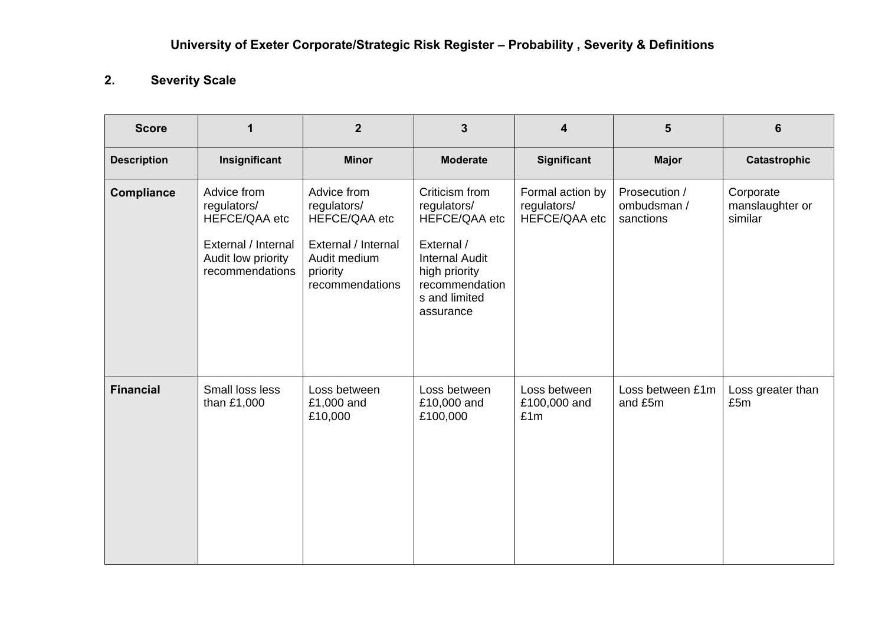**University of Exeter Corporate/Strategic Risk Register – Probability , Severity & Definitions**

## 2. Severity Scale

| Score | 1 | 2 | 3 | 4 | 5 | 6 |
|---|---|---|---|---|---|---|
| **Description** | **Insignificant** | **Minor** | **Moderate** | **Significant** | **Major** | **Catastrophic** |
| **Compliance** | Advice from regulators/ HEFCE/QAA etc<br><br>External / Internal Audit low priority recommendations | Advice from regulators/ HEFCE/QAA etc<br><br>External / Internal Audit medium priority recommendations | Criticism from regulators/ HEFCE/QAA etc<br><br>External / Internal Audit high priority recommendations and limited assurance | Formal action by regulators/ HEFCE/QAA etc | Prosecution / ombudsman / sanctions | Corporate manslaughter or similar |
| **Financial** | Small loss less than £1,000 | Loss between £1,000 and £10,000 | Loss between £10,000 and £100,000 | Loss between £100,000 and £1m | Loss between £1m and £5m | Loss greater than £5m |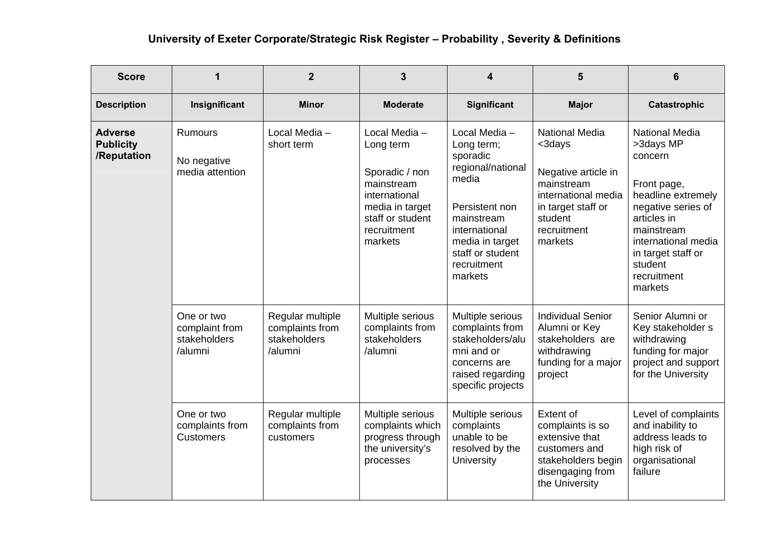## University of Exeter Corporate/Strategic Risk Register – Probability , Severity & Definitions

| Score | 1 | 2 | 3 | 4 | 5 | 6 |
|---|---|---|---|---|---|---|
| **Description** | **Insignificant** | **Minor** | **Moderate** | **Significant** | **Major** | **Catastrophic** |
| **Adverse Publicity /Reputation** | Rumours<br><br>No negative media attention | Local Media – short term | Local Media – Long term<br><br>Sporadic / non mainstream international media in target staff or student recruitment markets | Local Media – Long term; sporadic regional/national media<br><br>Persistent non mainstream international media in target staff or student recruitment markets | National Media <3days<br><br>Negative article in mainstream international media in target staff or student recruitment markets | National Media >3days MP concern<br><br>Front page, headline extremely negative series of articles in mainstream international media in target staff or student recruitment markets |
| | One or two complaint from stakeholders /alumni | Regular multiple complaints from stakeholders /alumni | Multiple serious complaints from stakeholders /alumni | Multiple serious complaints from stakeholders/alumni and or concerns are raised regarding specific projects | Individual Senior Alumni or Key stakeholders are withdrawing funding for a major project | Senior Alumni or Key stakeholder s withdrawing funding for major project and support for the University |
| | One or two complaints from Customers | Regular multiple complaints from customers | Multiple serious complaints which progress through the university's processes | Multiple serious complaints unable to be resolved by the University | Extent of complaints is so extensive that customers and stakeholders begin disengaging from the University | Level of complaints and inability to address leads to high risk of organisational failure |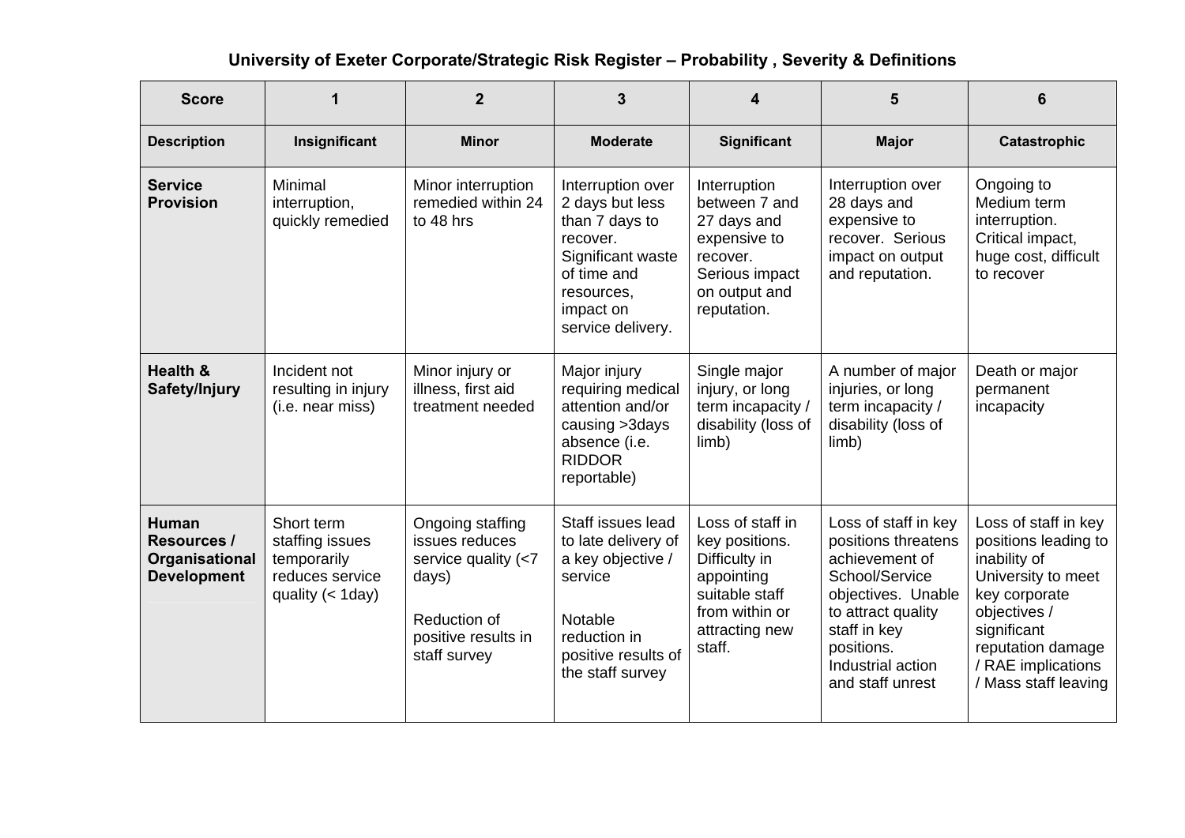# University of Exeter Corporate/Strategic Risk Register – Probability , Severity & Definitions

| Score | 1 | 2 | 3 | 4 | 5 | 6 |
|---|---|---|---|---|---|---|
| **Description** | **Insignificant** | **Minor** | **Moderate** | **Significant** | **Major** | **Catastrophic** |
| **Service Provision** | Minimal interruption, quickly remedied | Minor interruption remedied within 24 to 48 hrs | Interruption over 2 days but less than 7 days to recover. Significant waste of time and resources, impact on service delivery. | Interruption between 7 and 27 days and expensive to recover. Serious impact on output and reputation. | Interruption over 28 days and expensive to recover. Serious impact on output and reputation. | Ongoing to Medium term interruption. Critical impact, huge cost, difficult to recover |
| **Health & Safety/Injury** | Incident not resulting in injury (i.e. near miss) | Minor injury or illness, first aid treatment needed | Major injury requiring medical attention and/or causing >3days absence (i.e. RIDDOR reportable) | Single major injury, or long term incapacity / disability (loss of limb) | A number of major injuries, or long term incapacity / disability (loss of limb) | Death or major permanent incapacity |
| **Human Resources / Organisational Development** | Short term staffing issues temporarily reduces service quality (< 1day) | Ongoing staffing issues reduces service quality (<7 days)<br><br>Reduction of positive results in staff survey | Staff issues lead to late delivery of a key objective / service<br><br>Notable reduction in positive results of the staff survey | Loss of staff in key positions. Difficulty in appointing suitable staff from within or attracting new staff. | Loss of staff in key positions threatens achievement of School/Service objectives. Unable to attract quality staff in key positions. Industrial action and staff unrest | Loss of staff in key positions leading to inability of University to meet key corporate objectives / significant reputation damage / RAE implications / Mass staff leaving |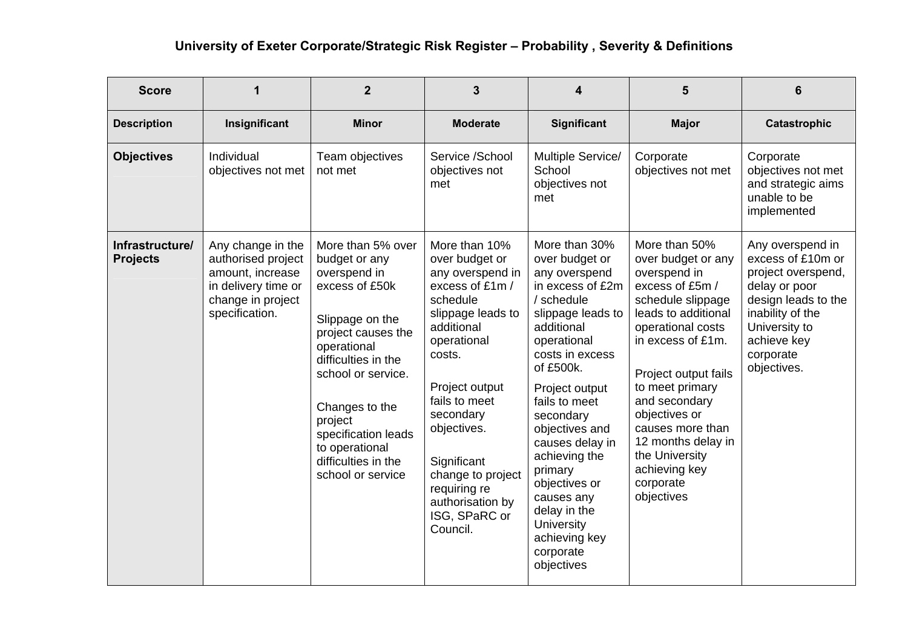# University of Exeter Corporate/Strategic Risk Register – Probability , Severity & Definitions

| Score | 1 | 2 | 3 | 4 | 5 | 6 |
|---|---|---|---|---|---|---|
| **Description** | **Insignificant** | **Minor** | **Moderate** | **Significant** | **Major** | **Catastrophic** |
| **Objectives** | Individual objectives not met | Team objectives not met | Service /School objectives not met | Multiple Service/ School objectives not met | Corporate objectives not met | Corporate objectives not met and strategic aims unable to be implemented |
| **Infrastructure/ Projects** | Any change in the authorised project amount, increase in delivery time or change in project specification. | More than 5% over budget or any overspend in excess of £50k<br><br>Slippage on the project causes the operational difficulties in the school or service.<br><br>Changes to the project specification leads to operational difficulties in the school or service | More than 10% over budget or any overspend in excess of £1m / schedule slippage leads to additional operational costs.<br><br>Project output fails to meet secondary objectives.<br><br>Significant change to project requiring re authorisation by ISG, SPaRC or Council. | More than 30% over budget or any overspend in excess of £2m / schedule slippage leads to additional operational costs in excess of £500k.<br><br>Project output fails to meet secondary objectives and causes delay in achieving the primary objectives or causes any delay in the University achieving key corporate objectives | More than 50% over budget or any overspend in excess of £5m / schedule slippage leads to additional operational costs in excess of £1m.<br><br>Project output fails to meet primary and secondary objectives or causes more than 12 months delay in the University achieving key corporate objectives | Any overspend in excess of £10m or project overspend, delay or poor design leads to the inability of the University to achieve key corporate objectives. |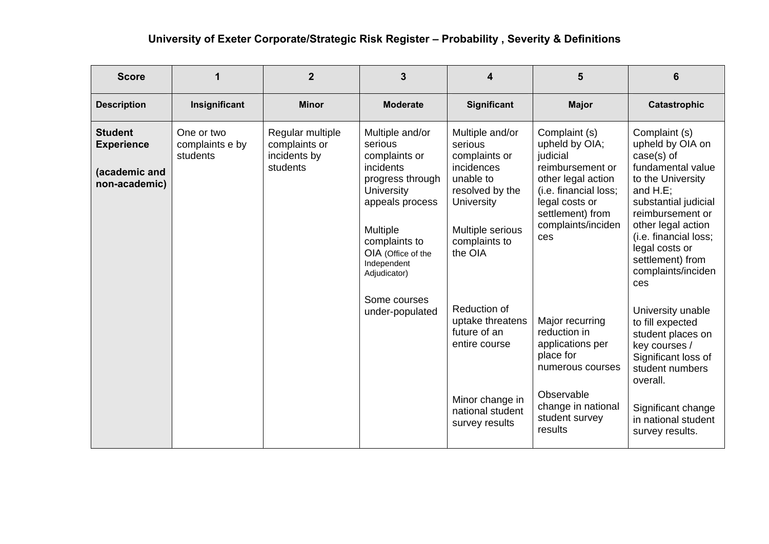**University of Exeter Corporate/Strategic Risk Register – Probability , Severity & Definitions**

| Score | 1 | 2 | 3 | 4 | 5 | 6 |
|---|---|---|---|---|---|---|
| **Description** | **Insignificant** | **Minor** | **Moderate** | **Significant** | **Major** | **Catastrophic** |
| **Student Experience**<br><br>**(academic and non-academic)** | One or two complaints e by students | Regular multiple complaints or incidents by students | Multiple and/or serious complaints or incidents progress through University appeals process<br><br>Multiple complaints to OIA (Office of the Independent Adjudicator)<br><br>Some courses under-populated | Multiple and/or serious complaints or incidences unable to resolved by the University<br><br>Multiple serious complaints to the OIA<br><br>Reduction of uptake threatens future of an entire course<br><br>Minor change in national student survey results | Complaint (s) upheld by OIA; judicial reimbursement or other legal action (i.e. financial loss; legal costs or settlement) from complaints/incidences<br><br>Major recurring reduction in applications per place for numerous courses<br><br>Observable change in national student survey results | Complaint (s) upheld by OIA on case(s) of fundamental value to the University and H.E; substantial judicial reimbursement or other legal action (i.e. financial loss; legal costs or settlement) from complaints/incidences<br><br>University unable to fill expected student places on key courses / Significant loss of student numbers overall.<br><br>Significant change in national student survey results. |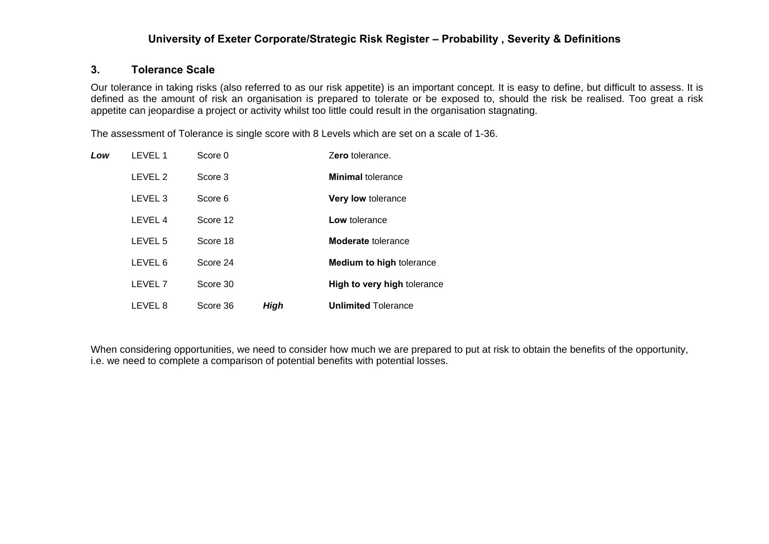# University of Exeter Corporate/Strategic Risk Register – Probability , Severity & Definitions

## 3. Tolerance Scale

Our tolerance in taking risks (also referred to as our risk appetite) is an important concept. It is easy to define, but difficult to assess. It is defined as the amount of risk an organisation is prepared to tolerate or be exposed to, should the risk be realised. Too great a risk appetite can jeopardise a project or activity whilst too little could result in the organisation stagnating.

The assessment of Tolerance is single score with 8 Levels which are set on a scale of 1-36.

| | | | | |
|---|---|---|---|---|
| ***Low*** | LEVEL 1 | Score 0 | | Z**ero** tolerance. |
| | LEVEL 2 | Score 3 | | **Minimal** tolerance |
| | LEVEL 3 | Score 6 | | **Very low** tolerance |
| | LEVEL 4 | Score 12 | | **Low** tolerance |
| | LEVEL 5 | Score 18 | | **Moderate** tolerance |
| | LEVEL 6 | Score 24 | | **Medium to high** tolerance |
| | LEVEL 7 | Score 30 | | **High to very high** tolerance |
| | LEVEL 8 | Score 36 | ***High*** | **Unlimited** Tolerance |

When considering opportunities, we need to consider how much we are prepared to put at risk to obtain the benefits of the opportunity, i.e. we need to complete a comparison of potential benefits with potential losses.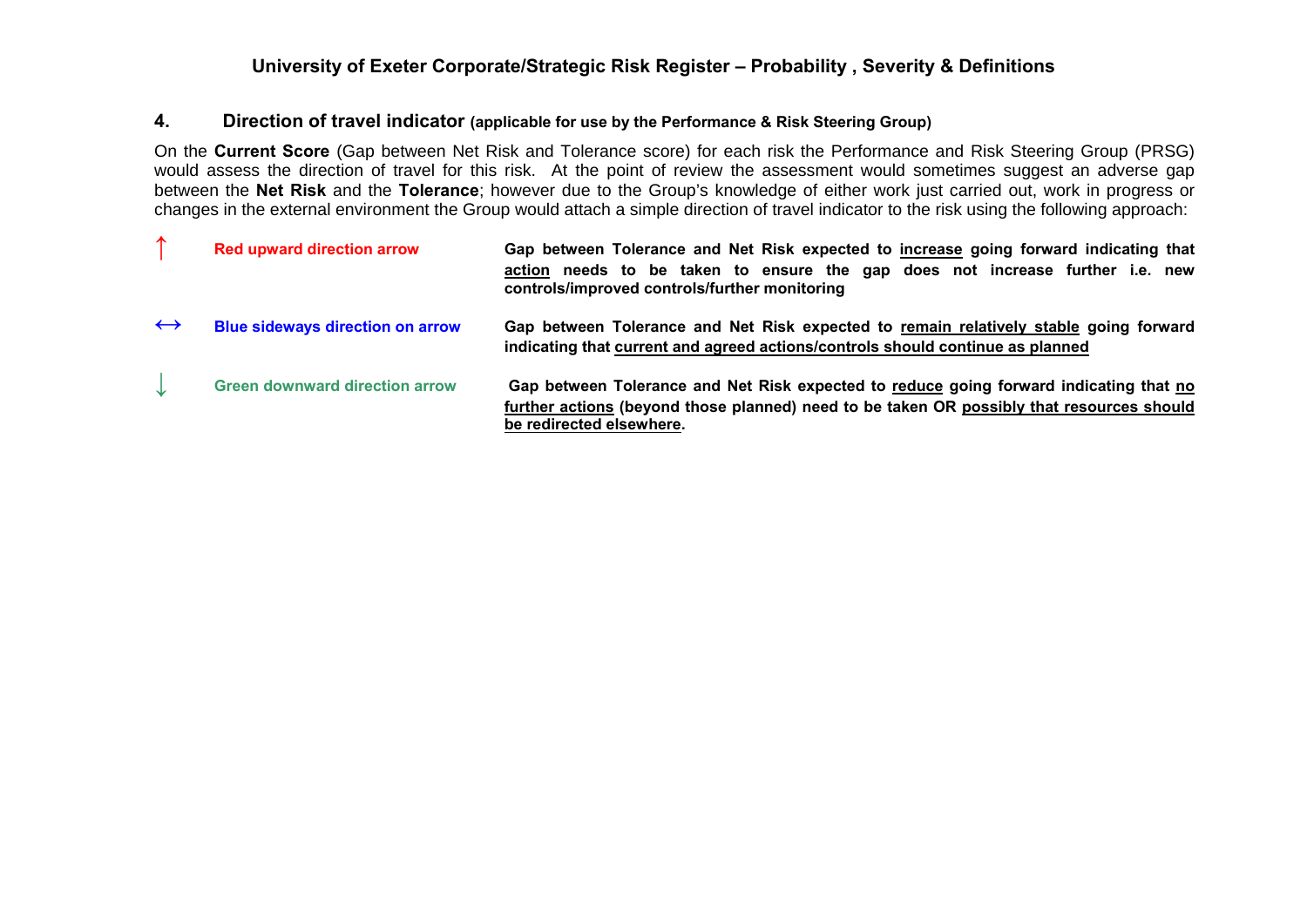# University of Exeter Corporate/Strategic Risk Register – Probability , Severity & Definitions

## 4. Direction of travel indicator (applicable for use by the Performance & Risk Steering Group)

On the **Current Score** (Gap between Net Risk and Tolerance score) for each risk the Performance and Risk Steering Group (PRSG) would assess the direction of travel for this risk. At the point of review the assessment would sometimes suggest an adverse gap between the **Net Risk** and the **Tolerance**; however due to the Group's knowledge of either work just carried out, work in progress or changes in the external environment the Group would attach a simple direction of travel indicator to the risk using the following approach:

| | | |
|---|---|---|
| ↑ | **Red upward direction arrow** | **Gap between Tolerance and Net Risk expected to increase going forward indicating that action needs to be taken to ensure the gap does not increase further i.e. new controls/improved controls/further monitoring** |
| ↔ | **Blue sideways direction on arrow** | **Gap between Tolerance and Net Risk expected to remain relatively stable going forward indicating that current and agreed actions/controls should continue as planned** |
| ↓ | **Green downward direction arrow** | **Gap between Tolerance and Net Risk expected to reduce going forward indicating that no further actions (beyond those planned) need to be taken OR possibly that resources should be redirected elsewhere.** |